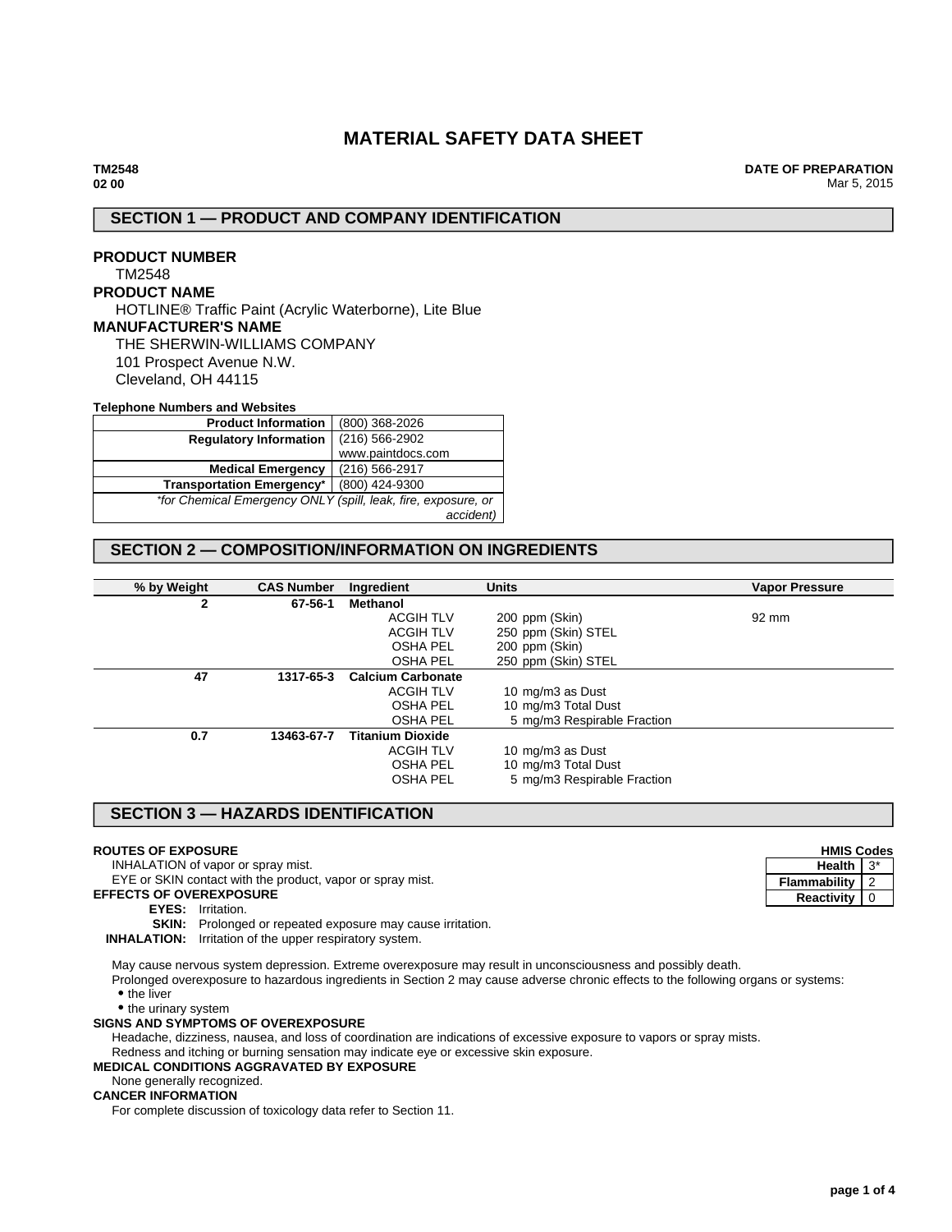# MATERIAL SAFETY DATA SHEET

**TM2548**
**02 00**

**DATE OF PREPARATION**
Mar 5, 2015

## SECTION 1 — PRODUCT AND COMPANY IDENTIFICATION

**PRODUCT NUMBER**
TM2548

**PRODUCT NAME**
HOTLINE® Traffic Paint (Acrylic Waterborne), Lite Blue

**MANUFACTURER'S NAME**
THE SHERWIN-WILLIAMS COMPANY
101 Prospect Avenue N.W.
Cleveland, OH 44115

**Telephone Numbers and Websites**

| | |
|---|---|
| **Product Information** | (800) 368-2026 |
| **Regulatory Information** | (216) 566-2902<br>www.paintdocs.com |
| **Medical Emergency** | (216) 566-2917 |
| **Transportation Emergency*** | (800) 424-9300 |
| *\*for Chemical Emergency ONLY (spill, leak, fire, exposure, or accident)* | |

## SECTION 2 — COMPOSITION/INFORMATION ON INGREDIENTS

| % by Weight | CAS Number | Ingredient | Units | Vapor Pressure |
|---|---|---|---|---|
| **2** | **67-56-1** | **Methanol** | | |
| | | ACGIH TLV | 200 ppm (Skin) | 92 mm |
| | | ACGIH TLV | 250 ppm (Skin) STEL | |
| | | OSHA PEL | 200 ppm (Skin) | |
| | | OSHA PEL | 250 ppm (Skin) STEL | |
| **47** | **1317-65-3** | **Calcium Carbonate** | | |
| | | ACGIH TLV | 10 mg/m3 as Dust | |
| | | OSHA PEL | 10 mg/m3 Total Dust | |
| | | OSHA PEL | 5 mg/m3 Respirable Fraction | |
| **0.7** | **13463-67-7** | **Titanium Dioxide** | | |
| | | ACGIH TLV | 10 mg/m3 as Dust | |
| | | OSHA PEL | 10 mg/m3 Total Dust | |
| | | OSHA PEL | 5 mg/m3 Respirable Fraction | |

## SECTION 3 — HAZARDS IDENTIFICATION

**HMIS Codes**

| | |
|---|---|
| **Health** | 3* |
| **Flammability** | 2 |
| **Reactivity** | 0 |

**ROUTES OF EXPOSURE**
INHALATION of vapor or spray mist.
EYE or SKIN contact with the product, vapor or spray mist.

**EFFECTS OF OVEREXPOSURE**
**EYES:** Irritation.
**SKIN:** Prolonged or repeated exposure may cause irritation.
**INHALATION:** Irritation of the upper respiratory system.

May cause nervous system depression. Extreme overexposure may result in unconsciousness and possibly death.
Prolonged overexposure to hazardous ingredients in Section 2 may cause adverse chronic effects to the following organs or systems:

- the liver
- the urinary system

**SIGNS AND SYMPTOMS OF OVEREXPOSURE**
Headache, dizziness, nausea, and loss of coordination are indications of excessive exposure to vapors or spray mists.
Redness and itching or burning sensation may indicate eye or excessive skin exposure.

**MEDICAL CONDITIONS AGGRAVATED BY EXPOSURE**
None generally recognized.

**CANCER INFORMATION**
For complete discussion of toxicology data refer to Section 11.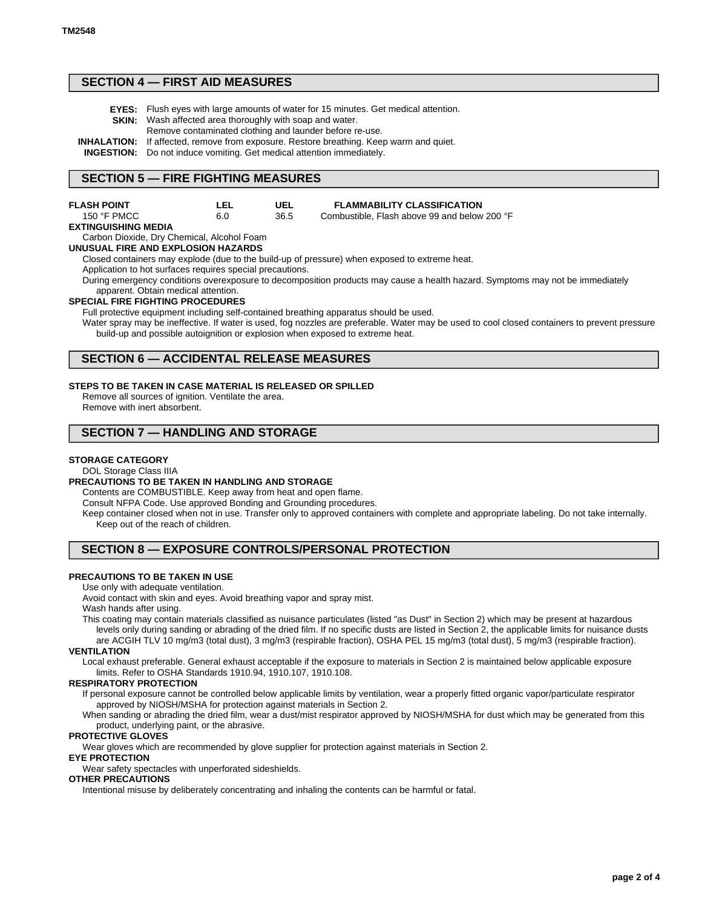## SECTION 4 — FIRST AID MEASURES

**EYES:** Flush eyes with large amounts of water for 15 minutes. Get medical attention.

**SKIN:** Wash affected area thoroughly with soap and water.
Remove contaminated clothing and launder before re-use.

**INHALATION:** If affected, remove from exposure. Restore breathing. Keep warm and quiet.

**INGESTION:** Do not induce vomiting. Get medical attention immediately.

## SECTION 5 — FIRE FIGHTING MEASURES

| FLASH POINT | LEL | UEL | FLAMMABILITY CLASSIFICATION |
|---|---|---|---|
| 150 °F PMCC | 6.0 | 36.5 | Combustible, Flash above 99 and below 200 °F |

**EXTINGUISHING MEDIA**

Carbon Dioxide, Dry Chemical, Alcohol Foam

**UNUSUAL FIRE AND EXPLOSION HAZARDS**

Closed containers may explode (due to the build-up of pressure) when exposed to extreme heat.

Application to hot surfaces requires special precautions.

During emergency conditions overexposure to decomposition products may cause a health hazard. Symptoms may not be immediately apparent. Obtain medical attention.

**SPECIAL FIRE FIGHTING PROCEDURES**

Full protective equipment including self-contained breathing apparatus should be used.

Water spray may be ineffective. If water is used, fog nozzles are preferable. Water may be used to cool closed containers to prevent pressure build-up and possible autoignition or explosion when exposed to extreme heat.

## SECTION 6 — ACCIDENTAL RELEASE MEASURES

**STEPS TO BE TAKEN IN CASE MATERIAL IS RELEASED OR SPILLED**

Remove all sources of ignition. Ventilate the area.

Remove with inert absorbent.

## SECTION 7 — HANDLING AND STORAGE

**STORAGE CATEGORY**

DOL Storage Class IIIA

**PRECAUTIONS TO BE TAKEN IN HANDLING AND STORAGE**

Contents are COMBUSTIBLE. Keep away from heat and open flame.

Consult NFPA Code. Use approved Bonding and Grounding procedures.

Keep container closed when not in use. Transfer only to approved containers with complete and appropriate labeling. Do not take internally. Keep out of the reach of children.

## SECTION 8 — EXPOSURE CONTROLS/PERSONAL PROTECTION

**PRECAUTIONS TO BE TAKEN IN USE**

Use only with adequate ventilation.

Avoid contact with skin and eyes. Avoid breathing vapor and spray mist.

Wash hands after using.

This coating may contain materials classified as nuisance particulates (listed "as Dust" in Section 2) which may be present at hazardous levels only during sanding or abrading of the dried film. If no specific dusts are listed in Section 2, the applicable limits for nuisance dusts are ACGIH TLV 10 mg/m3 (total dust), 3 mg/m3 (respirable fraction), OSHA PEL 15 mg/m3 (total dust), 5 mg/m3 (respirable fraction).

**VENTILATION**

Local exhaust preferable. General exhaust acceptable if the exposure to materials in Section 2 is maintained below applicable exposure limits. Refer to OSHA Standards 1910.94, 1910.107, 1910.108.

**RESPIRATORY PROTECTION**

If personal exposure cannot be controlled below applicable limits by ventilation, wear a properly fitted organic vapor/particulate respirator approved by NIOSH/MSHA for protection against materials in Section 2.

When sanding or abrading the dried film, wear a dust/mist respirator approved by NIOSH/MSHA for dust which may be generated from this product, underlying paint, or the abrasive.

**PROTECTIVE GLOVES**

Wear gloves which are recommended by glove supplier for protection against materials in Section 2.

**EYE PROTECTION**

Wear safety spectacles with unperforated sideshields.

**OTHER PRECAUTIONS**

Intentional misuse by deliberately concentrating and inhaling the contents can be harmful or fatal.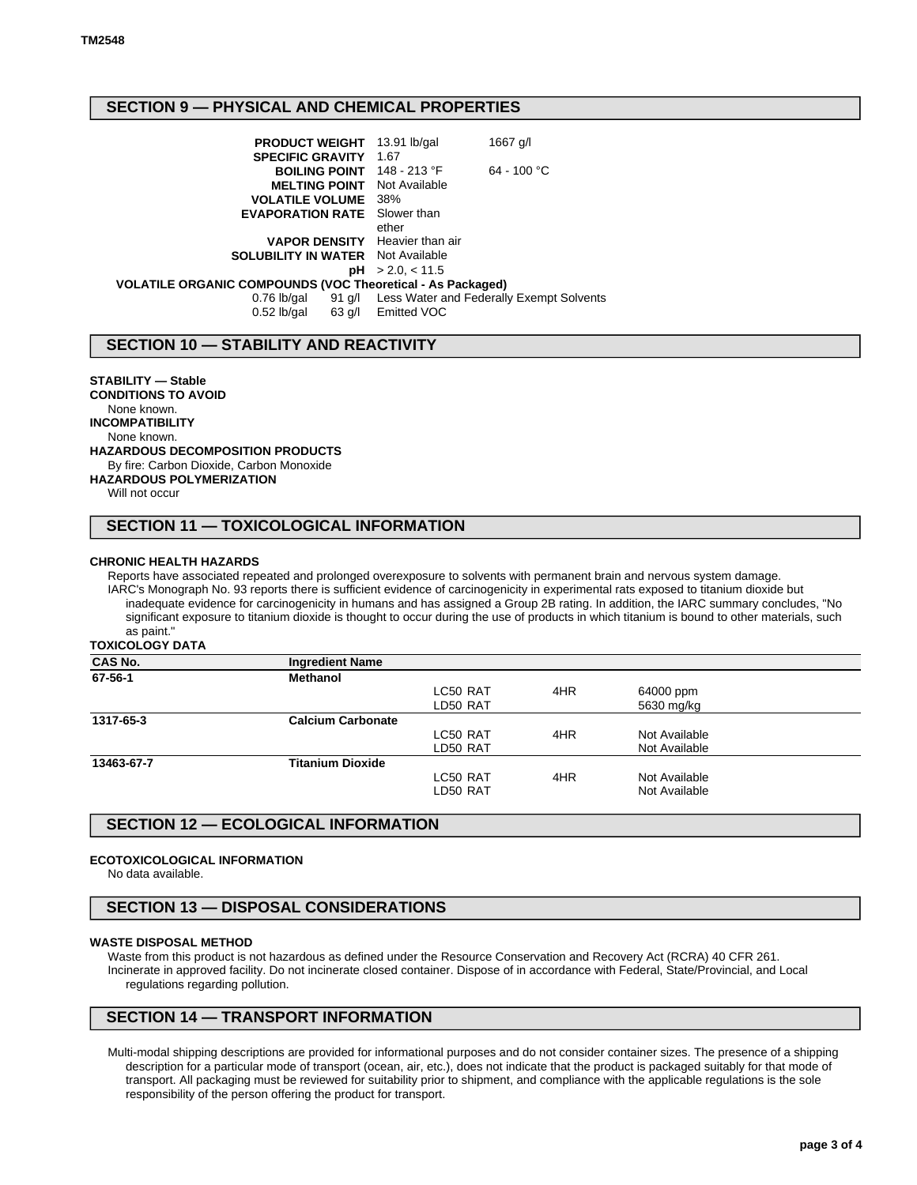## SECTION 9 — PHYSICAL AND CHEMICAL PROPERTIES

| | | |
|---|---|---|
| **PRODUCT WEIGHT** | 13.91 lb/gal | 1667 g/l |
| **SPECIFIC GRAVITY** | 1.67 | |
| **BOILING POINT** | 148 - 213 °F | 64 - 100 °C |
| **MELTING POINT** | Not Available | |
| **VOLATILE VOLUME** | 38% | |
| **EVAPORATION RATE** | Slower than ether | |
| **VAPOR DENSITY** | Heavier than air | |
| **SOLUBILITY IN WATER** | Not Available | |
| **pH** | > 2.0, < 11.5 | |

**VOLATILE ORGANIC COMPOUNDS (VOC Theoretical - As Packaged)**

| | | |
|---|---|---|
| 0.76 lb/gal | 91 g/l | Less Water and Federally Exempt Solvents |
| 0.52 lb/gal | 63 g/l | Emitted VOC |

## SECTION 10 — STABILITY AND REACTIVITY

**STABILITY — Stable**

**CONDITIONS TO AVOID**

None known.

**INCOMPATIBILITY**

None known.

**HAZARDOUS DECOMPOSITION PRODUCTS**

By fire: Carbon Dioxide, Carbon Monoxide

**HAZARDOUS POLYMERIZATION**

Will not occur

## SECTION 11 — TOXICOLOGICAL INFORMATION

**CHRONIC HEALTH HAZARDS**

Reports have associated repeated and prolonged overexposure to solvents with permanent brain and nervous system damage.

IARC's Monograph No. 93 reports there is sufficient evidence of carcinogenicity in experimental rats exposed to titanium dioxide but inadequate evidence for carcinogenicity in humans and has assigned a Group 2B rating. In addition, the IARC summary concludes, "No significant exposure to titanium dioxide is thought to occur during the use of products in which titanium is bound to other materials, such as paint."

**TOXICOLOGY DATA**

| CAS No. | Ingredient Name | | | |
|---|---|---|---|---|
| **67-56-1** | **Methanol** | | | |
| | | LC50 RAT | 4HR | 64000 ppm |
| | | LD50 RAT | | 5630 mg/kg |
| **1317-65-3** | **Calcium Carbonate** | | | |
| | | LC50 RAT | 4HR | Not Available |
| | | LD50 RAT | | Not Available |
| **13463-67-7** | **Titanium Dioxide** | | | |
| | | LC50 RAT | 4HR | Not Available |
| | | LD50 RAT | | Not Available |

## SECTION 12 — ECOLOGICAL INFORMATION

**ECOTOXICOLOGICAL INFORMATION**

No data available.

## SECTION 13 — DISPOSAL CONSIDERATIONS

**WASTE DISPOSAL METHOD**

Waste from this product is not hazardous as defined under the Resource Conservation and Recovery Act (RCRA) 40 CFR 261.

Incinerate in approved facility. Do not incinerate closed container. Dispose of in accordance with Federal, State/Provincial, and Local regulations regarding pollution.

## SECTION 14 — TRANSPORT INFORMATION

Multi-modal shipping descriptions are provided for informational purposes and do not consider container sizes. The presence of a shipping description for a particular mode of transport (ocean, air, etc.), does not indicate that the product is packaged suitably for that mode of transport. All packaging must be reviewed for suitability prior to shipment, and compliance with the applicable regulations is the sole responsibility of the person offering the product for transport.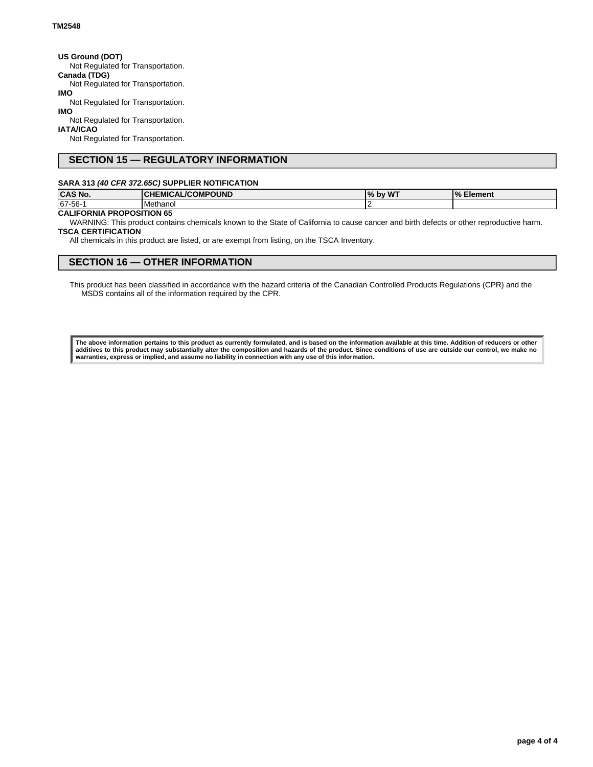**US Ground (DOT)**

Not Regulated for Transportation.

**Canada (TDG)**

Not Regulated for Transportation.

**IMO**

Not Regulated for Transportation.

**IMO**

Not Regulated for Transportation.

**IATA/ICAO**

Not Regulated for Transportation.

## SECTION 15 — REGULATORY INFORMATION

**SARA 313 *(40 CFR 372.65C)* SUPPLIER NOTIFICATION**

| CAS No. | CHEMICAL/COMPOUND | % by WT | % Element |
|---|---|---|---|
| 67-56-1 | Methanol | 2 | |

**CALIFORNIA PROPOSITION 65**

WARNING: This product contains chemicals known to the State of California to cause cancer and birth defects or other reproductive harm.

**TSCA CERTIFICATION**

All chemicals in this product are listed, or are exempt from listing, on the TSCA Inventory.

## SECTION 16 — OTHER INFORMATION

This product has been classified in accordance with the hazard criteria of the Canadian Controlled Products Regulations (CPR) and the MSDS contains all of the information required by the CPR.

**The above information pertains to this product as currently formulated, and is based on the information available at this time. Addition of reducers or other additives to this product may substantially alter the composition and hazards of the product. Since conditions of use are outside our control, we make no warranties, express or implied, and assume no liability in connection with any use of this information.**